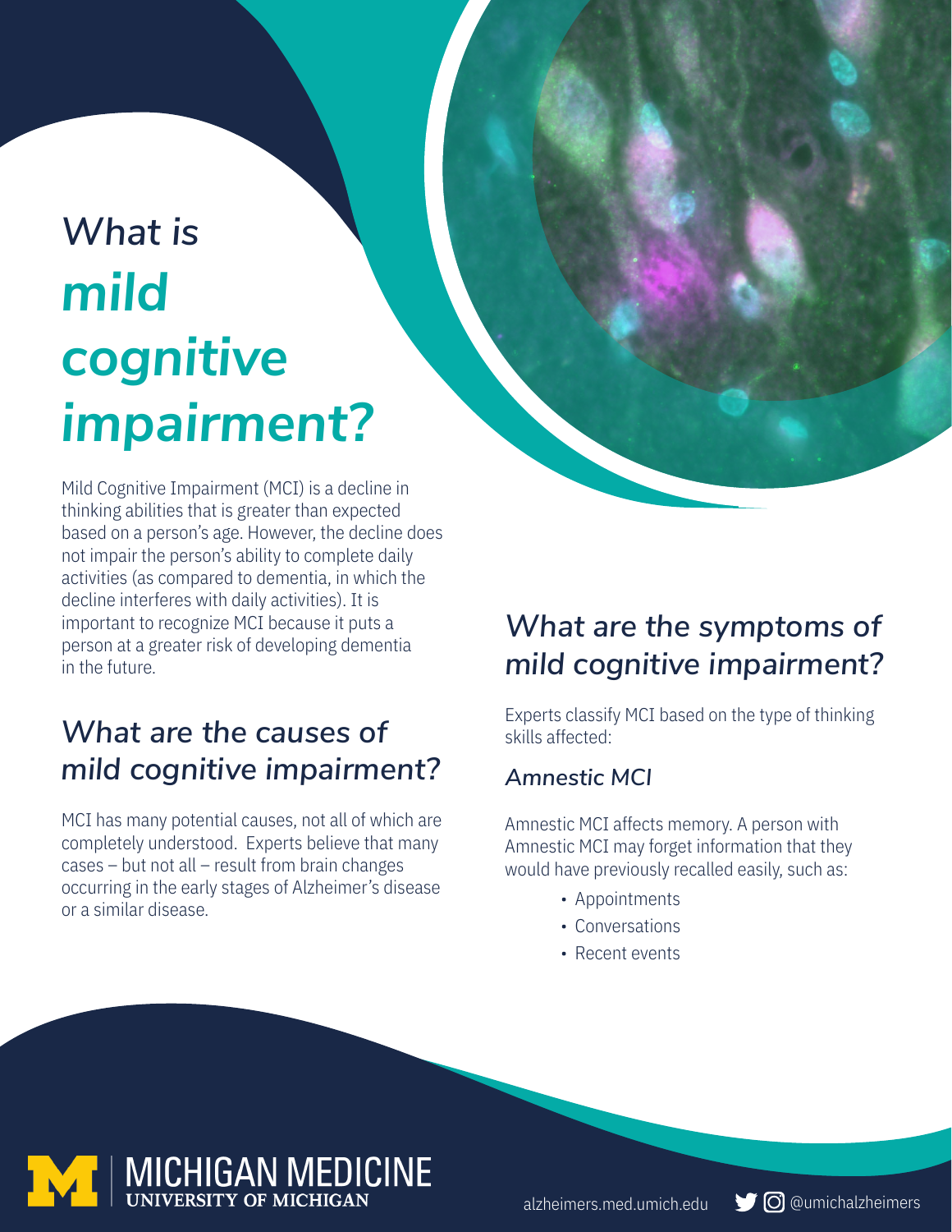# *What is mild cognitive impairment?*

Mild Cognitive Impairment (MCI) is a decline in thinking abilities that is greater than expected based on a person's age. However, the decline does not impair the person's ability to complete daily activities (as compared to dementia, in which the decline interferes with daily activities). It is important to recognize MCI because it puts a person at a greater risk of developing dementia in the future.

## *What are the causes of mild cognitive impairment?*

MCI has many potential causes, not all of which are completely understood. Experts believe that many cases – but not all – result from brain changes occurring in the early stages of Alzheimer's disease or a similar disease.

## *What are the symptoms of mild cognitive impairment?*

Experts classify MCI based on the type of thinking skills affected:

### *Amnestic MCI*

Amnestic MCI affects memory. A person with Amnestic MCI may forget information that they would have previously recalled easily, such as:

- Appointments
- Conversations
- Recent events

MICHIGAN MEDICINE
UNIVERSITY OF MICHIGAN

alzheimers.med.umich.edu

@umichalzheimers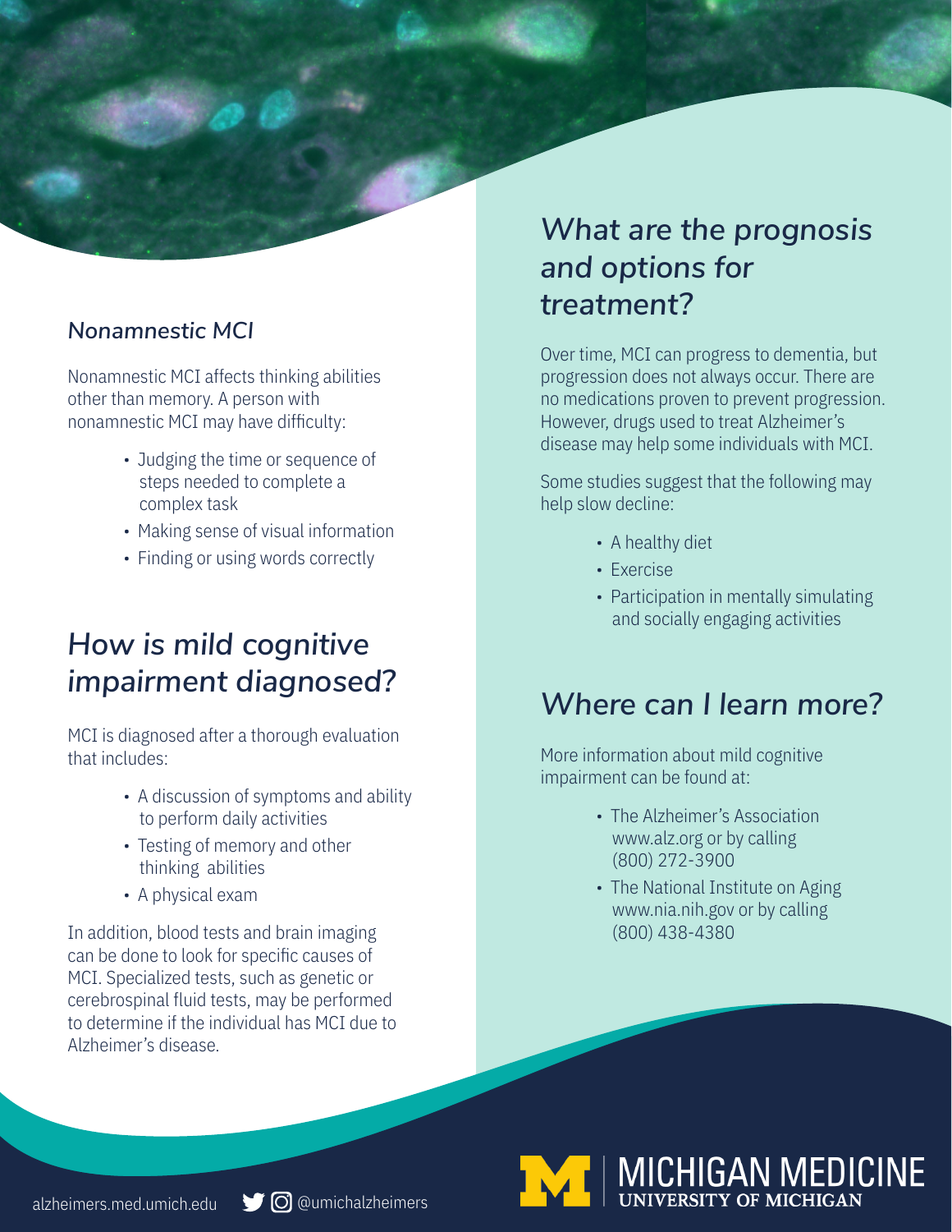### *Nonamnestic MCI*

Nonamnestic MCI affects thinking abilities other than memory. A person with nonamnestic MCI may have difficulty:

- Judging the time or sequence of steps needed to complete a complex task
- Making sense of visual information
- Finding or using words correctly

## *How is mild cognitive impairment diagnosed?*

MCI is diagnosed after a thorough evaluation that includes:

- A discussion of symptoms and ability to perform daily activities
- Testing of memory and other thinking abilities
- A physical exam

In addition, blood tests and brain imaging can be done to look for specific causes of MCI. Specialized tests, such as genetic or cerebrospinal fluid tests, may be performed to determine if the individual has MCI due to Alzheimer's disease.

## *What are the prognosis and options for treatment?*

Over time, MCI can progress to dementia, but progression does not always occur. There are no medications proven to prevent progression. However, drugs used to treat Alzheimer's disease may help some individuals with MCI.

Some studies suggest that the following may help slow decline:

- A healthy diet
- Exercise
- Participation in mentally simulating and socially engaging activities

## *Where can I learn more?*

More information about mild cognitive impairment can be found at:

- The Alzheimer's Association www.alz.org or by calling (800) 272-3900
- The National Institute on Aging www.nia.nih.gov or by calling (800) 438-4380

alzheimers.med.umich.edu @umichalzheimers

MICHIGAN MEDICINE
UNIVERSITY OF MICHIGAN